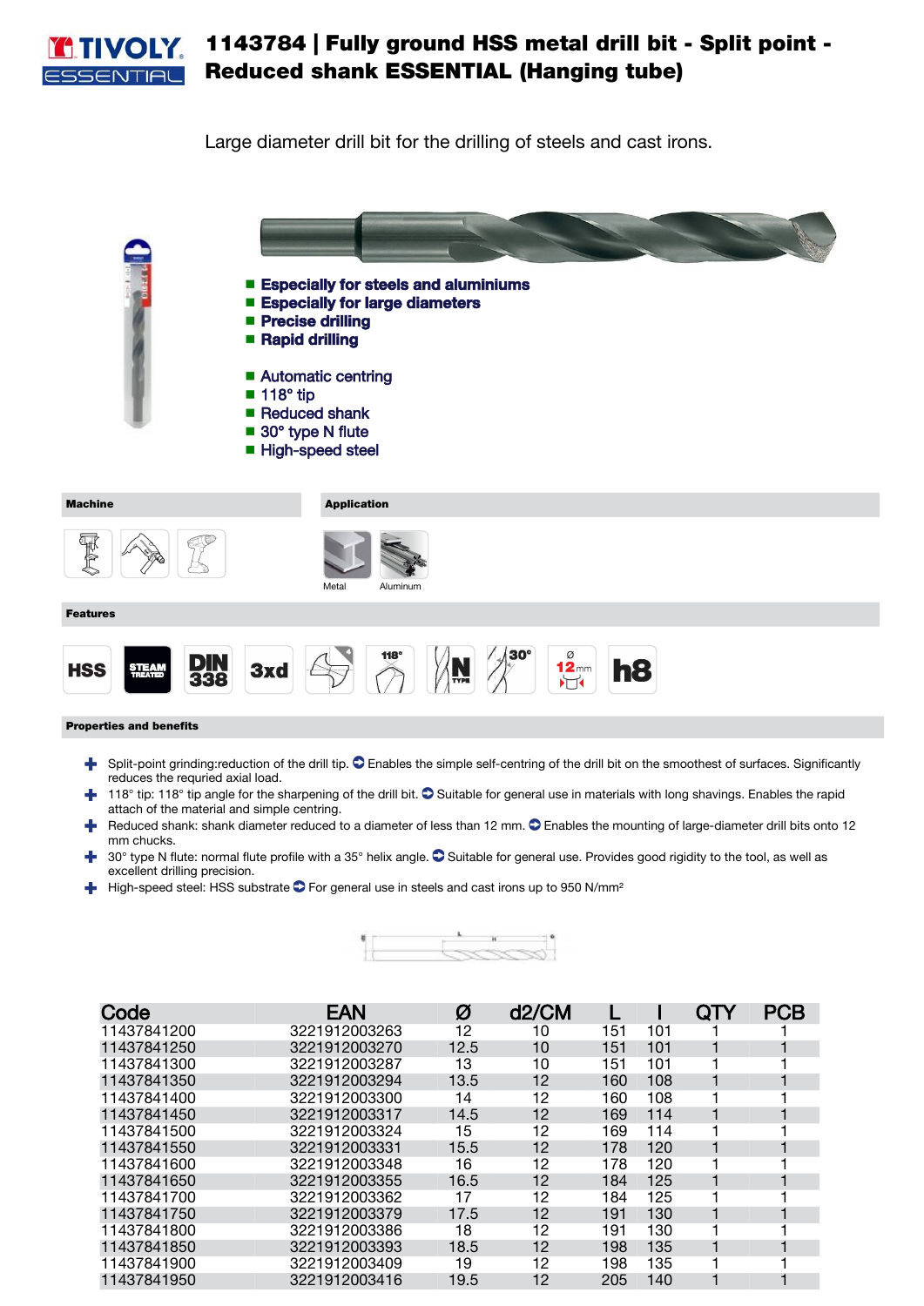# 1143784 | Fully ground HSS metal drill bit - Split point - Reduced shank ESSENTIAL (Hanging tube)

Large diameter drill bit for the drilling of steels and cast irons.

- **Especially for steels and aluminiums**
- **Especially for large diameters**
- **Precise drilling**
- **Rapid drilling**

- Automatic centring
- 118° tip
- Reduced shank
- 30° type N flute
- High-speed steel

**Machine**

**Application**

Metal

Aluminum

**Features**

HSS | STEAM TREATED | DIN 338 | 3xd | 118° | N TYPE | 30° | Ø 12 mm | h8

**Properties and benefits**

- Split-point grinding:reduction of the drill tip. Enables the simple self-centring of the drill bit on the smoothest of surfaces. Significantly reduces the requried axial load.
- 118° tip: 118° tip angle for the sharpening of the drill bit. Suitable for general use in materials with long shavings. Enables the rapid attach of the material and simple centring.
- Reduced shank: shank diameter reduced to a diameter of less than 12 mm. Enables the mounting of large-diameter drill bits onto 12 mm chucks.
- 30° type N flute: normal flute profile with a 35° helix angle. Suitable for general use. Provides good rigidity to the tool, as well as excellent drilling precision.
- High-speed steel: HSS substrate For general use in steels and cast irons up to 950 N/mm²

| Code | EAN | Ø | d2/CM | L | l | QTY | PCB |
|---|---|---|---|---|---|---|---|
| 11437841200 | 3221912003263 | 12 | 10 | 151 | 101 | 1 | 1 |
| 11437841250 | 3221912003270 | 12.5 | 10 | 151 | 101 | 1 | 1 |
| 11437841300 | 3221912003287 | 13 | 10 | 151 | 101 | 1 | 1 |
| 11437841350 | 3221912003294 | 13.5 | 12 | 160 | 108 | 1 | 1 |
| 11437841400 | 3221912003300 | 14 | 12 | 160 | 108 | 1 | 1 |
| 11437841450 | 3221912003317 | 14.5 | 12 | 169 | 114 | 1 | 1 |
| 11437841500 | 3221912003324 | 15 | 12 | 169 | 114 | 1 | 1 |
| 11437841550 | 3221912003331 | 15.5 | 12 | 178 | 120 | 1 | 1 |
| 11437841600 | 3221912003348 | 16 | 12 | 178 | 120 | 1 | 1 |
| 11437841650 | 3221912003355 | 16.5 | 12 | 184 | 125 | 1 | 1 |
| 11437841700 | 3221912003362 | 17 | 12 | 184 | 125 | 1 | 1 |
| 11437841750 | 3221912003379 | 17.5 | 12 | 191 | 130 | 1 | 1 |
| 11437841800 | 3221912003386 | 18 | 12 | 191 | 130 | 1 | 1 |
| 11437841850 | 3221912003393 | 18.5 | 12 | 198 | 135 | 1 | 1 |
| 11437841900 | 3221912003409 | 19 | 12 | 198 | 135 | 1 | 1 |
| 11437841950 | 3221912003416 | 19.5 | 12 | 205 | 140 | 1 | 1 |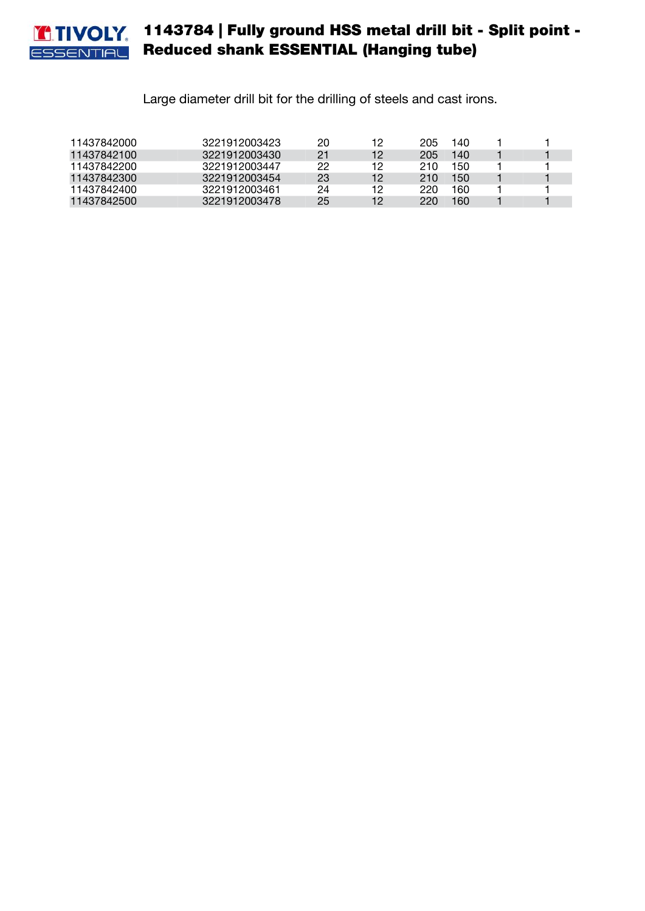# 1143784 | Fully ground HSS metal drill bit - Split point - Reduced shank ESSENTIAL (Hanging tube)

Large diameter drill bit for the drilling of steels and cast irons.

| | | | | | | | |
|---|---|---|---|---|---|---|---|
| 11437842000 | 3221912003423 | 20 | 12 | 205 | 140 | 1 | 1 |
| 11437842100 | 3221912003430 | 21 | 12 | 205 | 140 | 1 | 1 |
| 11437842200 | 3221912003447 | 22 | 12 | 210 | 150 | 1 | 1 |
| 11437842300 | 3221912003454 | 23 | 12 | 210 | 150 | 1 | 1 |
| 11437842400 | 3221912003461 | 24 | 12 | 220 | 160 | 1 | 1 |
| 11437842500 | 3221912003478 | 25 | 12 | 220 | 160 | 1 | 1 |